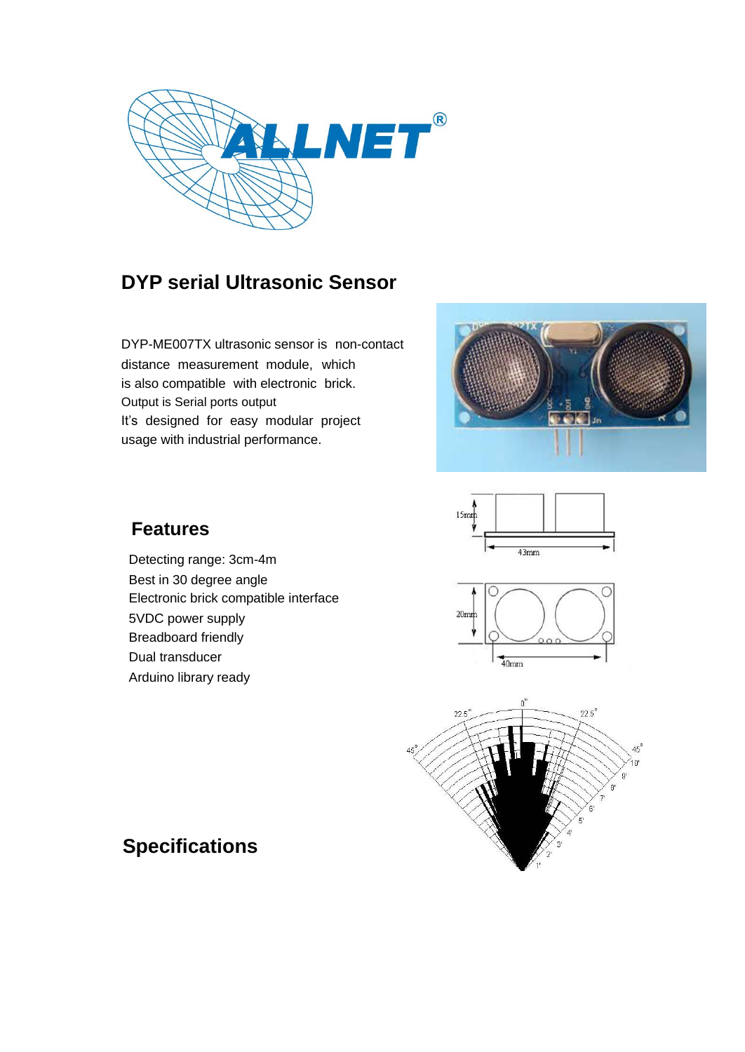# DYP serial Ultrasonic Sensor

DYP-ME007TX ultrasonic sensor is non-contact distance measurement module, which is also compatible with electronic brick.
Output is Serial ports output
It's designed for easy modular project usage with industrial performance.

## Features

- Detecting range: 3cm-4m
- Best in 30 degree angle
- Electronic brick compatible interface
- 5VDC power supply
- Breadboard friendly
- Dual transducer
- Arduino library ready

## Specifications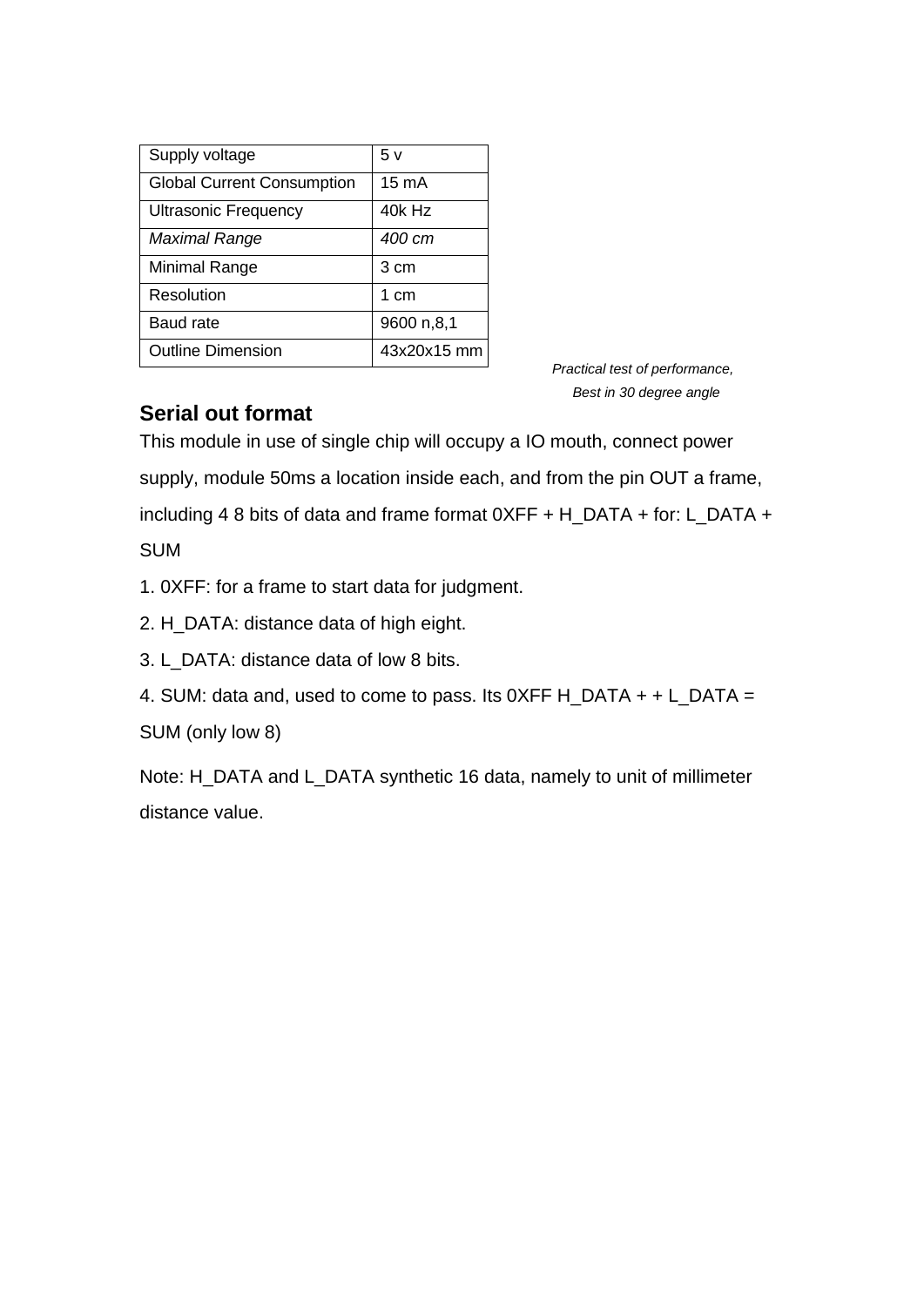| | |
|---|---|
| Supply voltage | 5 v |
| Global Current Consumption | 15 mA |
| Ultrasonic Frequency | 40k Hz |
| *Maximal Range* | *400 cm* |
| Minimal Range | 3 cm |
| Resolution | 1 cm |
| Baud rate | 9600 n,8,1 |
| Outline Dimension | 43x20x15 mm |

*Practical test of performance,*
*Best in 30 degree angle*

## Serial out format

This module in use of single chip will occupy a IO mouth, connect power supply, module 50ms a location inside each, and from the pin OUT a frame, including 4 8 bits of data and frame format 0XFF + H_DATA + for: L_DATA + SUM

1. 0XFF: for a frame to start data for judgment.
2. H_DATA: distance data of high eight.
3. L_DATA: distance data of low 8 bits.
4. SUM: data and, used to come to pass. Its 0XFF H_DATA + + L_DATA = SUM (only low 8)

Note: H_DATA and L_DATA synthetic 16 data, namely to unit of millimeter distance value.